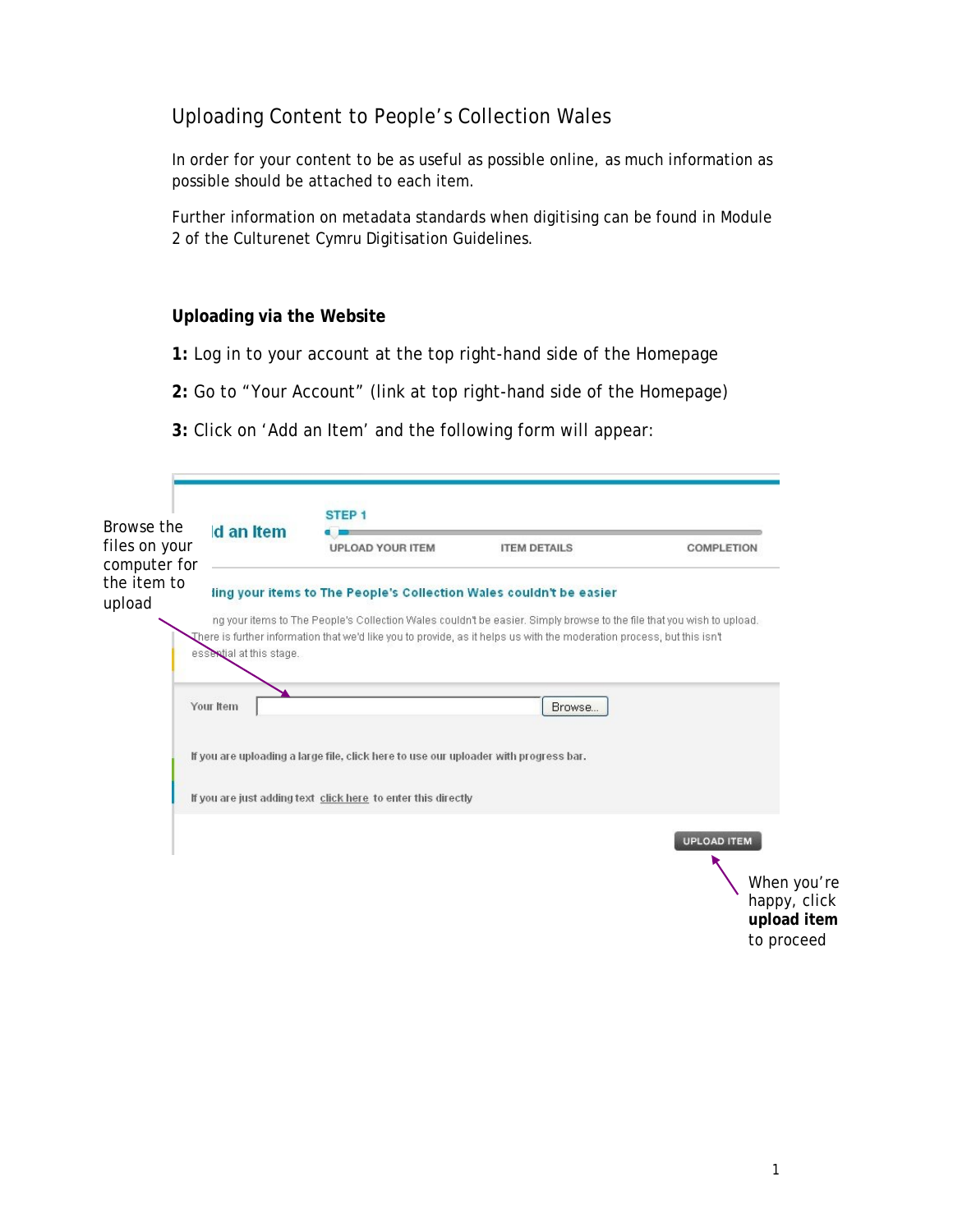# Uploading Content to People's Collection Wales

In order for your content to be as useful as possible online, as much information as possible should be attached to each item.

Further information on metadata standards when digitising can be found in Module 2 of the Culturenet Cymru Digitisation Guidelines.

## Uploading via the Website

**1:** Log in to your account at the top right-hand side of the Homepage

**2:** Go to "Your Account" (link at top right-hand side of the Homepage)

**3:** Click on 'Add an Item' and the following form will appear:

Browse the files on your computer for the item to upload

ld an Item

STEP 1

UPLOAD YOUR ITEM ITEM DETAILS COMPLETION

ling your items to The People's Collection Wales couldn't be easier

ng your items to The People's Collection Wales couldn't be easier. Simply browse to the file that you wish to upload. There is further information that we'd like you to provide, as it helps us with the moderation process, but this isn't essential at this stage.

Your Item Browse...

If you are uploading a large file, click here to use our uploader with progress bar.

If you are just adding text click here to enter this directly

UPLOAD ITEM

When you're happy, click **upload item** to proceed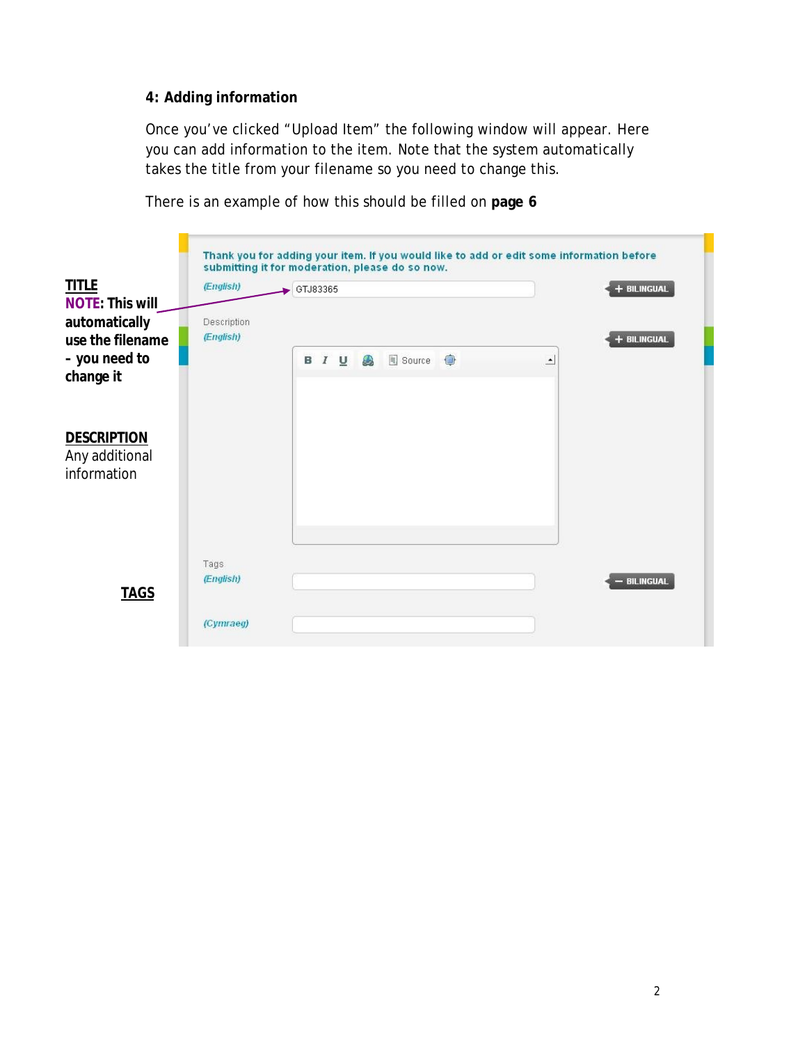### 4: Adding information

Once you've clicked "Upload Item" the following window will appear. Here you can add information to the item. Note that the system automatically takes the title from your filename so you need to change this.

There is an example of how this should be filled on **page 6**

**TITLE**
**NOTE: This will automatically use the filename - you need to change it**

Thank you for adding your item. If you would like to add or edit some information before submitting it for moderation, please do so now.

(English) GTJ83365 + BILINGUAL

Description
(English) + BILINGUAL

B I U Source

**DESCRIPTION**
Any additional information

Tags
(English) − BILINGUAL

(Cymraeg)

**TAGS**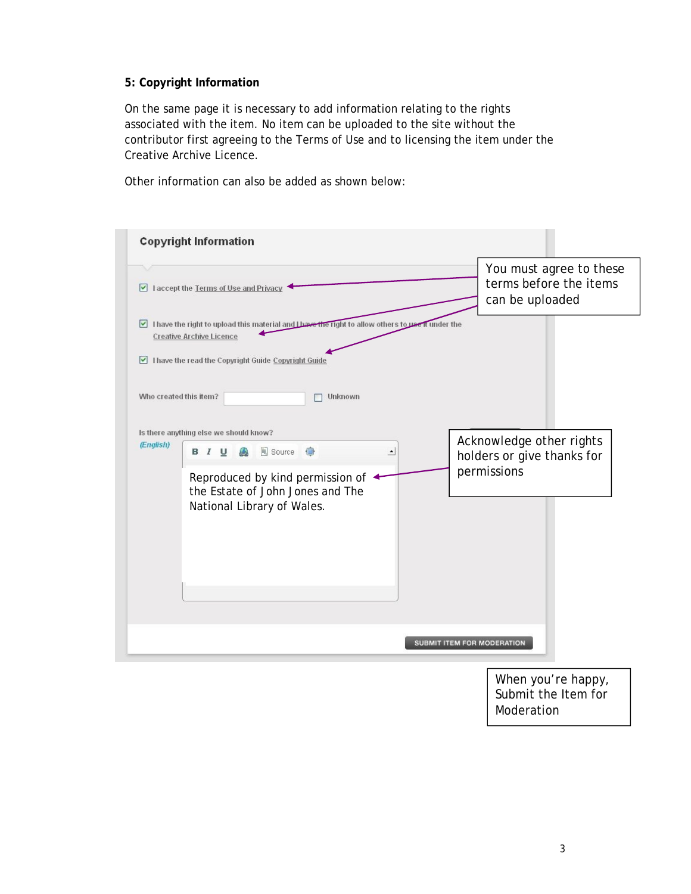**5: Copyright Information**

On the same page it is necessary to add information relating to the rights associated with the item. No item can be uploaded to the site without the contributor first agreeing to the Terms of Use and to licensing the item under the Creative Archive Licence.

Other information can also be added as shown below:

**Copyright Information**

- [x] I accept the Terms of Use and Privacy
- [x] I have the right to upload this material and I have the right to allow others to use it under the Creative Archive Licence
- [x] I have the read the Copyright Guide Copyright Guide

Who created this item? [ ] Unknown

Is there anything else we should know?
*(English)*

B I U Source

Reproduced by kind permission of the Estate of John Jones and The National Library of Wales.

SUBMIT ITEM FOR MODERATION

You must agree to these terms before the items can be uploaded

Acknowledge other rights holders or give thanks for permissions

When you're happy, Submit the Item for Moderation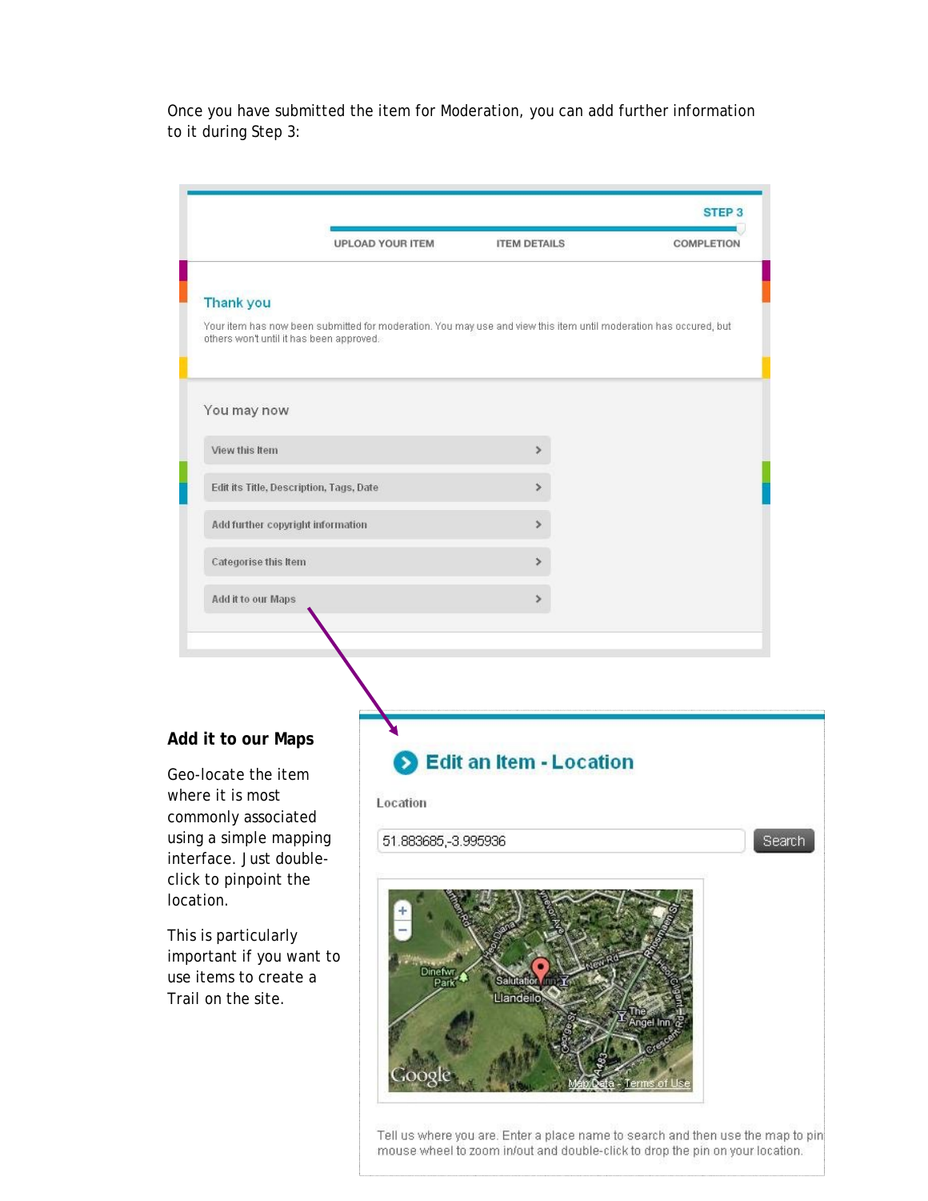Once you have submitted the item for Moderation, you can add further information to it during Step 3:

STEP 3

UPLOAD YOUR ITEM | ITEM DETAILS | COMPLETION

**Thank you**

Your item has now been submitted for moderation. You may use and view this item until moderation has occured, but others won't until it has been approved.

You may now

- View this Item
- Edit its Title, Description, Tags, Date
- Add further copyright information
- Categorise this Item
- Add it to our Maps

**Add it to our Maps**

Geo-locate the item where it is most commonly associated using a simple mapping interface. Just double-click to pinpoint the location.

This is particularly important if you want to use items to create a Trail on the site.

**Edit an Item - Location**

Location

51.883685,-3.995936 | Search

Tell us where you are. Enter a place name to search and then use the map to pin mouse wheel to zoom in/out and double-click to drop the pin on your location.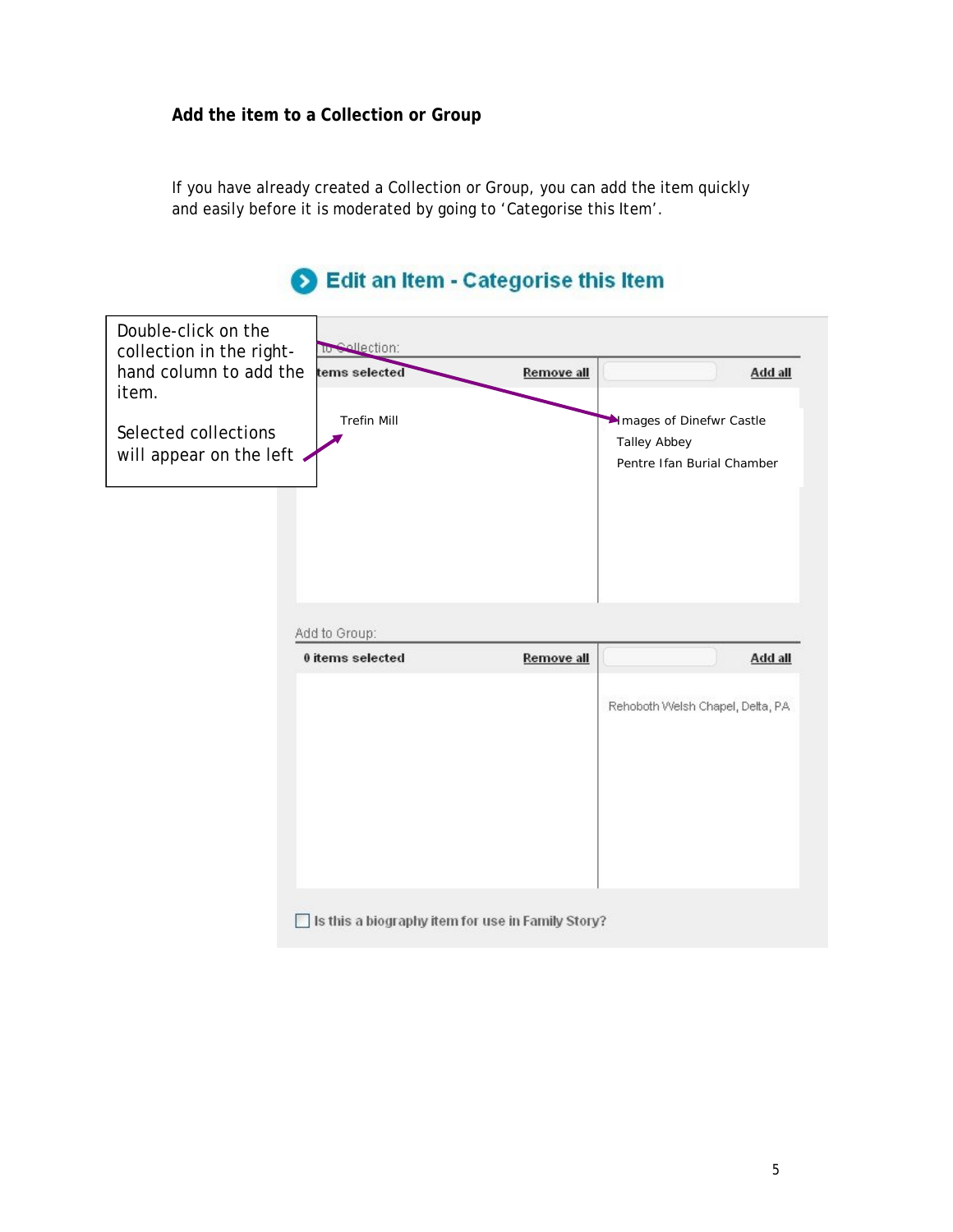### Add the item to a Collection or Group

If you have already created a Collection or Group, you can add the item quickly and easily before it is moderated by going to 'Categorise this Item'.

**Edit an Item - Categorise this Item**

Double-click on the collection in the right-hand column to add the item.

Selected collections will appear on the left

to Collection:

| items selected | Remove all | | Add all |
|---|---|---|---|
| Trefin Mill | | Images of Dinefwr Castle | |
| | | Talley Abbey | |
| | | Pentre Ifan Burial Chamber | |

Add to Group:

| 0 items selected | Remove all | | Add all |
|---|---|---|---|
| | | Rehoboth Welsh Chapel, Delta, PA | |

☐ Is this a biography item for use in Family Story?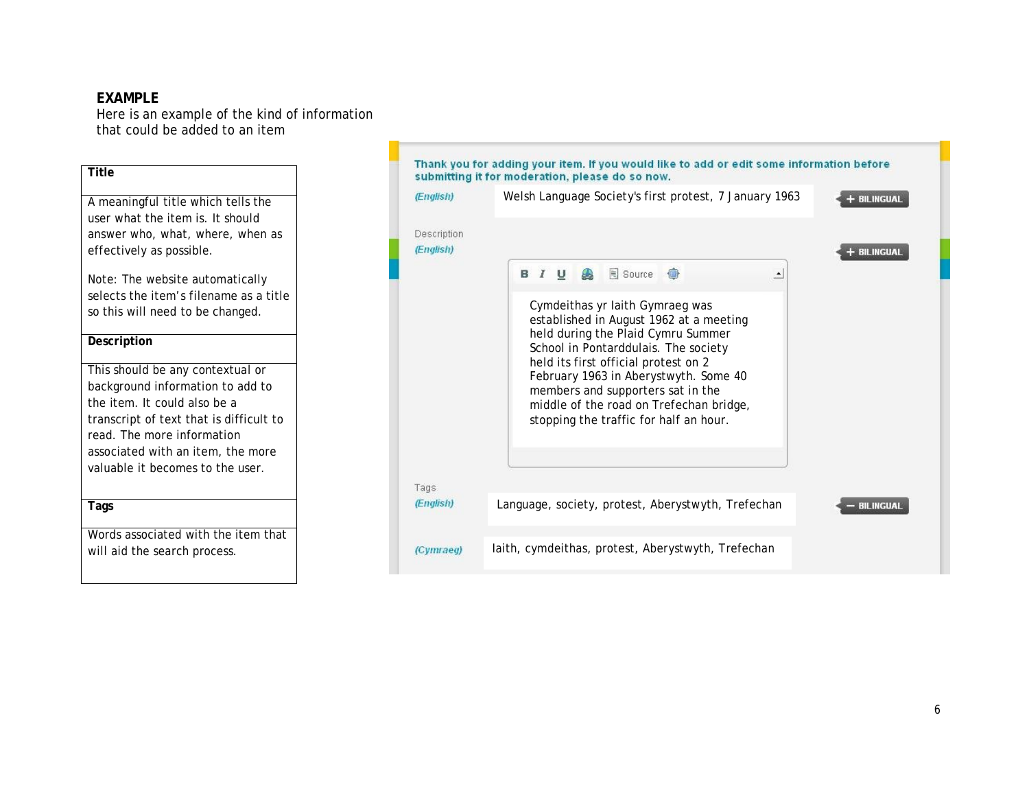**EXAMPLE**
Here is an example of the kind of information that could be added to an item

| **Title** |
| --- |
| A meaningful title which tells the user what the item is. It should answer who, what, where, when as effectively as possible.<br><br>Note: The website automatically selects the item's filename as a title so this will need to be changed. |
| **Description** |
| This should be any contextual or background information to add to the item. It could also be a transcript of text that is difficult to read. The more information associated with an item, the more valuable it becomes to the user. |
| **Tags** |
| Words associated with the item that will aid the search process. |

Thank you for adding your item. If you would like to add or edit some information before submitting it for moderation, please do so now.

(English) Welsh Language Society's first protest, 7 January 1963 + BILINGUAL

Description

(English) + BILINGUAL

B I U Source

Cymdeithas yr Iaith Gymraeg was established in August 1962 at a meeting held during the Plaid Cymru Summer School in Pontarddulais. The society held its first official protest on 2 February 1963 in Aberystwyth. Some 40 members and supporters sat in the middle of the road on Trefechan bridge, stopping the traffic for half an hour.

Tags

(English) Language, society, protest, Aberystwyth, Trefechan – BILINGUAL

(Cymraeg) Iaith, cymdeithas, protest, Aberystwyth, Trefechan